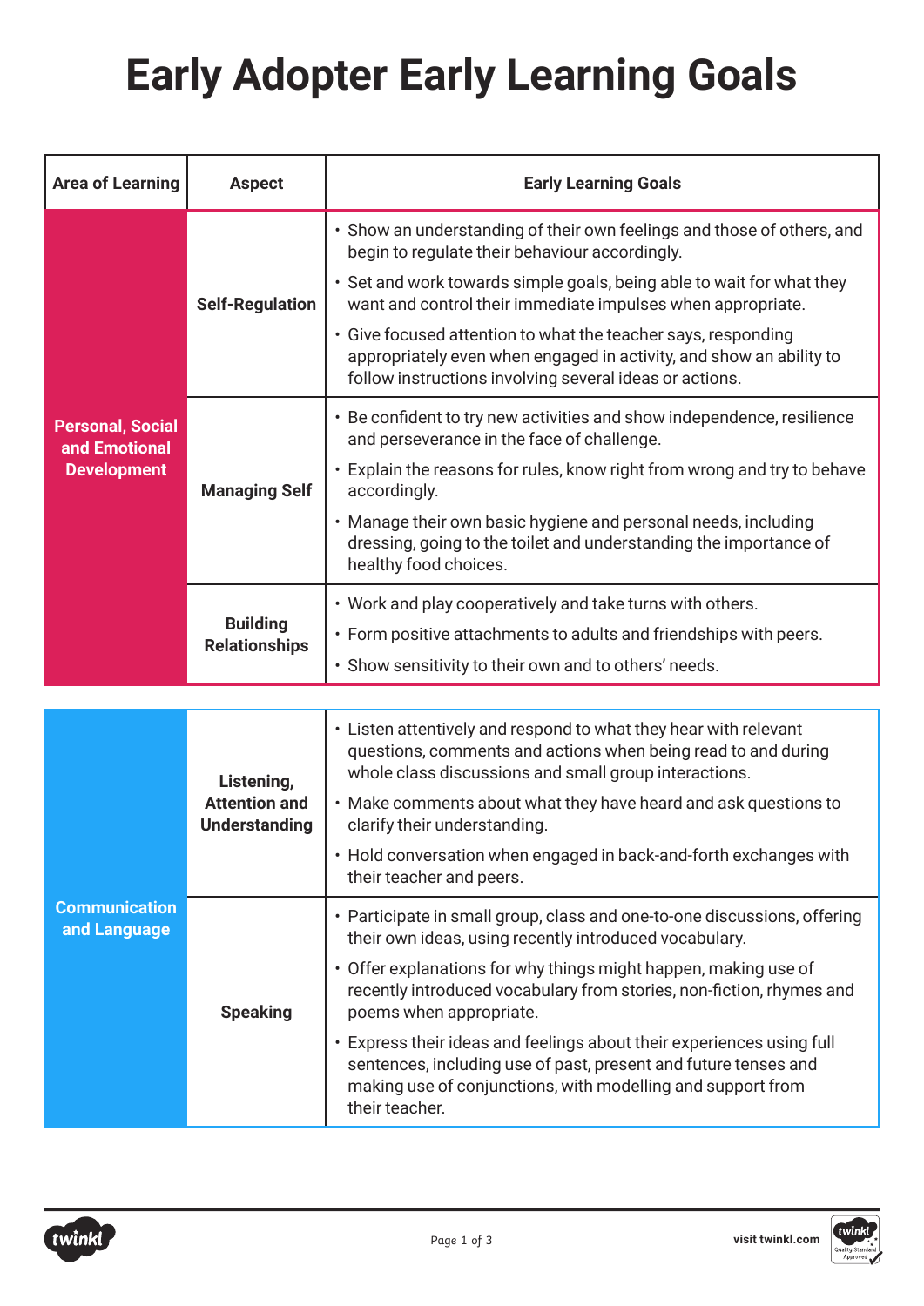# Early Adopter Early Learning Goals

| Area of Learning | Aspect | Early Learning Goals |
| --- | --- | --- |
| Personal, Social and Emotional Development | Self-Regulation | • Show an understanding of their own feelings and those of others, and begin to regulate their behaviour accordingly.<br>• Set and work towards simple goals, being able to wait for what they want and control their immediate impulses when appropriate.<br>• Give focused attention to what the teacher says, responding appropriately even when engaged in activity, and show an ability to follow instructions involving several ideas or actions. |
| | Managing Self | • Be confident to try new activities and show independence, resilience and perseverance in the face of challenge.<br>• Explain the reasons for rules, know right from wrong and try to behave accordingly.<br>• Manage their own basic hygiene and personal needs, including dressing, going to the toilet and understanding the importance of healthy food choices. |
| | Building Relationships | • Work and play cooperatively and take turns with others.<br>• Form positive attachments to adults and friendships with peers.<br>• Show sensitivity to their own and to others' needs. |
| Communication and Language | Listening, Attention and Understanding | • Listen attentively and respond to what they hear with relevant questions, comments and actions when being read to and during whole class discussions and small group interactions.<br>• Make comments about what they have heard and ask questions to clarify their understanding.<br>• Hold conversation when engaged in back-and-forth exchanges with their teacher and peers. |
| | Speaking | • Participate in small group, class and one-to-one discussions, offering their own ideas, using recently introduced vocabulary.<br>• Offer explanations for why things might happen, making use of recently introduced vocabulary from stories, non-fiction, rhymes and poems when appropriate.<br>• Express their ideas and feelings about their experiences using full sentences, including use of past, present and future tenses and making use of conjunctions, with modelling and support from their teacher. |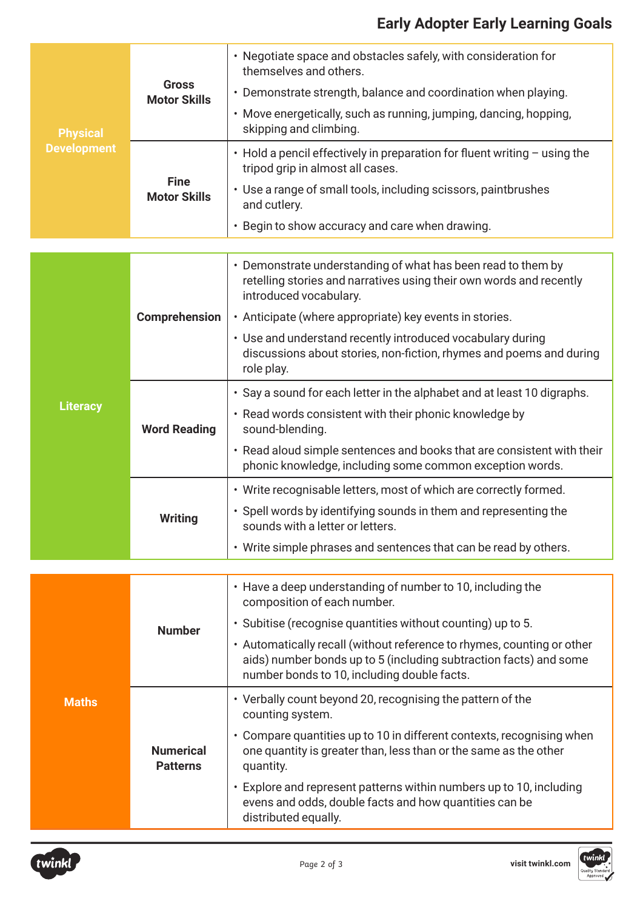# Early Adopter Early Learning Goals

| | | |
|---|---|---|
| **Physical Development** | **Gross Motor Skills** | • Negotiate space and obstacles safely, with consideration for themselves and others.<br>• Demonstrate strength, balance and coordination when playing.<br>• Move energetically, such as running, jumping, dancing, hopping, skipping and climbing. |
| | **Fine Motor Skills** | • Hold a pencil effectively in preparation for fluent writing – using the tripod grip in almost all cases.<br>• Use a range of small tools, including scissors, paintbrushes and cutlery.<br>• Begin to show accuracy and care when drawing. |

| | | |
|---|---|---|
| **Literacy** | **Comprehension** | • Demonstrate understanding of what has been read to them by retelling stories and narratives using their own words and recently introduced vocabulary.<br>• Anticipate (where appropriate) key events in stories.<br>• Use and understand recently introduced vocabulary during discussions about stories, non-fiction, rhymes and poems and during role play. |
| | **Word Reading** | • Say a sound for each letter in the alphabet and at least 10 digraphs.<br>• Read words consistent with their phonic knowledge by sound-blending.<br>• Read aloud simple sentences and books that are consistent with their phonic knowledge, including some common exception words. |
| | **Writing** | • Write recognisable letters, most of which are correctly formed.<br>• Spell words by identifying sounds in them and representing the sounds with a letter or letters.<br>• Write simple phrases and sentences that can be read by others. |

| | | |
|---|---|---|
| **Maths** | **Number** | • Have a deep understanding of number to 10, including the composition of each number.<br>• Subitise (recognise quantities without counting) up to 5.<br>• Automatically recall (without reference to rhymes, counting or other aids) number bonds up to 5 (including subtraction facts) and some number bonds to 10, including double facts. |
| | **Numerical Patterns** | • Verbally count beyond 20, recognising the pattern of the counting system.<br>• Compare quantities up to 10 in different contexts, recognising when one quantity is greater than, less than or the same as the other quantity.<br>• Explore and represent patterns within numbers up to 10, including evens and odds, double facts and how quantities can be distributed equally. |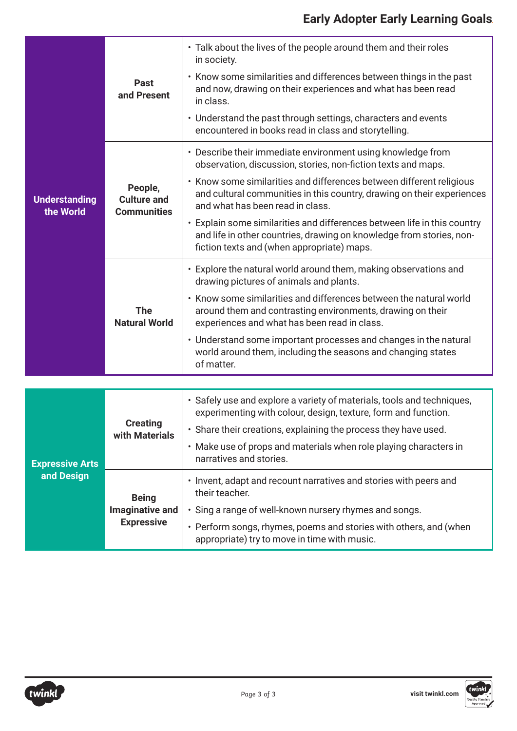## Early Adopter Early Learning Goals

| | | |
|---|---|---|
| **Understanding the World** | **Past and Present** | • Talk about the lives of the people around them and their roles in society.<br>• Know some similarities and differences between things in the past and now, drawing on their experiences and what has been read in class.<br>• Understand the past through settings, characters and events encountered in books read in class and storytelling. |
| | **People, Culture and Communities** | • Describe their immediate environment using knowledge from observation, discussion, stories, non-fiction texts and maps.<br>• Know some similarities and differences between different religious and cultural communities in this country, drawing on their experiences and what has been read in class.<br>• Explain some similarities and differences between life in this country and life in other countries, drawing on knowledge from stories, non-fiction texts and (when appropriate) maps. |
| | **The Natural World** | • Explore the natural world around them, making observations and drawing pictures of animals and plants.<br>• Know some similarities and differences between the natural world around them and contrasting environments, drawing on their experiences and what has been read in class.<br>• Understand some important processes and changes in the natural world around them, including the seasons and changing states of matter. |

| | | |
|---|---|---|
| **Expressive Arts and Design** | **Creating with Materials** | • Safely use and explore a variety of materials, tools and techniques, experimenting with colour, design, texture, form and function.<br>• Share their creations, explaining the process they have used.<br>• Make use of props and materials when role playing characters in narratives and stories. |
| | **Being Imaginative and Expressive** | • Invent, adapt and recount narratives and stories with peers and their teacher.<br>• Sing a range of well-known nursery rhymes and songs.<br>• Perform songs, rhymes, poems and stories with others, and (when appropriate) try to move in time with music. |